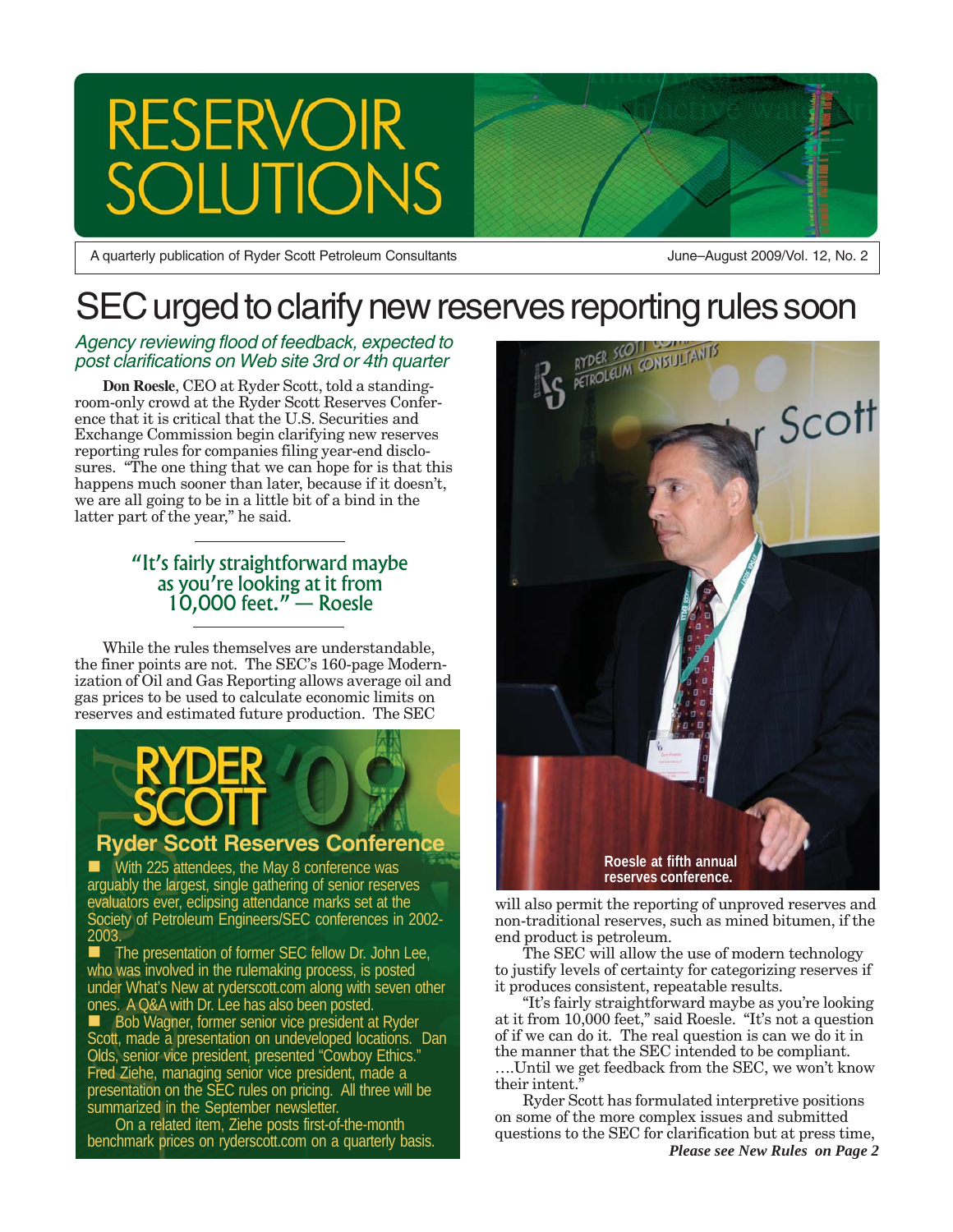# RESERVOIR SOLUTIONS

A quarterly publication of Ryder Scott Petroleum Consultants

June–August 2009/Vol. 12, No. 2

# SEC urged to clarify new reserves reporting rules soon

*Agency reviewing flood of feedback, expected to post clarifications on Web site 3rd or 4th quarter*

**Don Roesle**, CEO at Ryder Scott, told a standing-room-only crowd at the Ryder Scott Reserves Conference that it is critical that the U.S. Securities and Exchange Commission begin clarifying new reserves reporting rules for companies filing year-end disclosures. "The one thing that we can hope for is that this happens much sooner than later, because if it doesn't, we are all going to be in a little bit of a bind in the latter part of the year," he said.

> "It's fairly straightforward maybe as you're looking at it from 10,000 feet." — Roesle

While the rules themselves are understandable, the finer points are not. The SEC's 160-page Modernization of Oil and Gas Reporting allows average oil and gas prices to be used to calculate economic limits on reserves and estimated future production. The SEC will also permit the reporting of unproved reserves and non-traditional reserves, such as mined bitumen, if the end product is petroleum.

The SEC will allow the use of modern technology to justify levels of certainty for categorizing reserves if it produces consistent, repeatable results.

"It's fairly straightforward maybe as you're looking at it from 10,000 feet," said Roesle. "It's not a question of if we can do it. The real question is can we do it in the manner that the SEC intended to be compliant. ….Until we get feedback from the SEC, we won't know their intent."

Ryder Scott has formulated interpretive positions on some of the more complex issues and submitted questions to the SEC for clarification but at press time,

***Please see New Rules on Page 2***

Roesle at fifth annual reserves conference.

## RYDER SCOTT '09

### Ryder Scott Reserves Conference

- With 225 attendees, the May 8 conference was arguably the largest, single gathering of senior reserves evaluators ever, eclipsing attendance marks set at the Society of Petroleum Engineers/SEC conferences in 2002-2003.
- The presentation of former SEC fellow Dr. John Lee, who was involved in the rulemaking process, is posted under What's New at ryderscott.com along with seven other ones. A Q&A with Dr. Lee has also been posted.
- Bob Wagner, former senior vice president at Ryder Scott, made a presentation on undeveloped locations. Dan Olds, senior vice president, presented "Cowboy Ethics." Fred Ziehe, managing senior vice president, made a presentation on the SEC rules on pricing. All three will be summarized in the September newsletter.

On a related item, Ziehe posts first-of-the-month benchmark prices on ryderscott.com on a quarterly basis.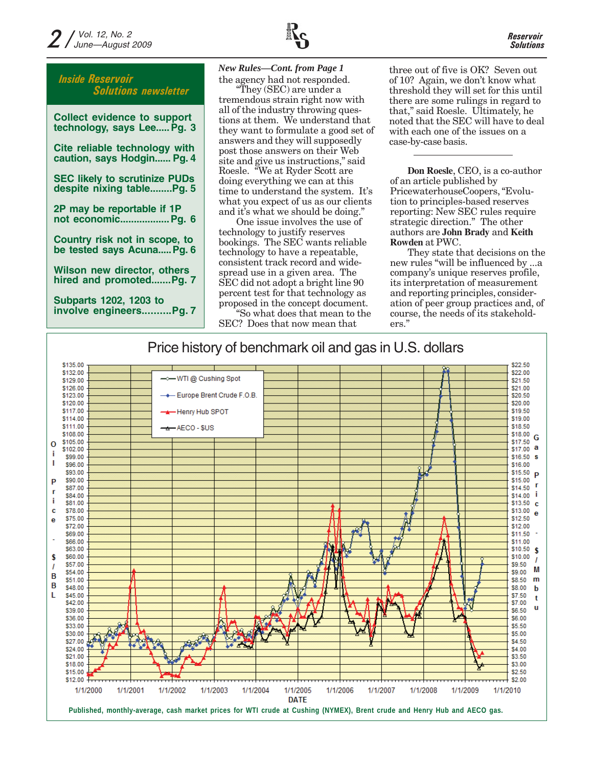## Inside Reservoir Solutions newsletter

- Collect evidence to support technology, says Lee..... Pg. 3
- Cite reliable technology with caution, says Hodgin...... Pg. 4
- SEC likely to scrutinize PUDs despite nixing table........Pg. 5
- 2P may be reportable if 1P not economic..................Pg. 6
- Country risk not in scope, to be tested says Acuna.....Pg. 6
- Wilson new director, others hired and promoted.......Pg. 7
- Subparts 1202, 1203 to involve engineers..........Pg. 7

*New Rules—Cont. from Page 1*

the agency had not responded.

"They (SEC) are under a tremendous strain right now with all of the industry throwing questions at them. We understand that they want to formulate a good set of answers and they will supposedly post those answers on their Web site and give us instructions," said Roesle. "We at Ryder Scott are doing everything we can at this time to understand the system. It's what you expect of us as our clients and it's what we should be doing."

One issue involves the use of technology to justify reserves bookings. The SEC wants reliable technology to have a repeatable, consistent track record and widespread use in a given area. The SEC did not adopt a bright line 90 percent test for that technology as proposed in the concept document.

"So what does that mean to the SEC? Does that now mean that three out of five is OK? Seven out of 10? Again, we don't know what threshold they will set for this until there are some rulings in regard to that," said Roesle. Ultimately, he noted that the SEC will have to deal with each one of the issues on a case-by-case basis.

---

**Don Roesle**, CEO, is a co-author of an article published by PricewaterhouseCoopers, "Evolution to principles-based reserves reporting: New SEC rules require strategic direction." The other authors are **John Brady** and **Keith Rowden** at PWC.

They state that decisions on the new rules "will be influenced by ...a company's unique reserves profile, its interpretation of measurement and reporting principles, consideration of peer group practices and, of course, the needs of its stakeholders."

Price history of benchmark oil and gas in U.S. dollars

Published, monthly-average, cash market prices for WTI crude at Cushing (NYMEX), Brent crude and Henry Hub and AECO gas.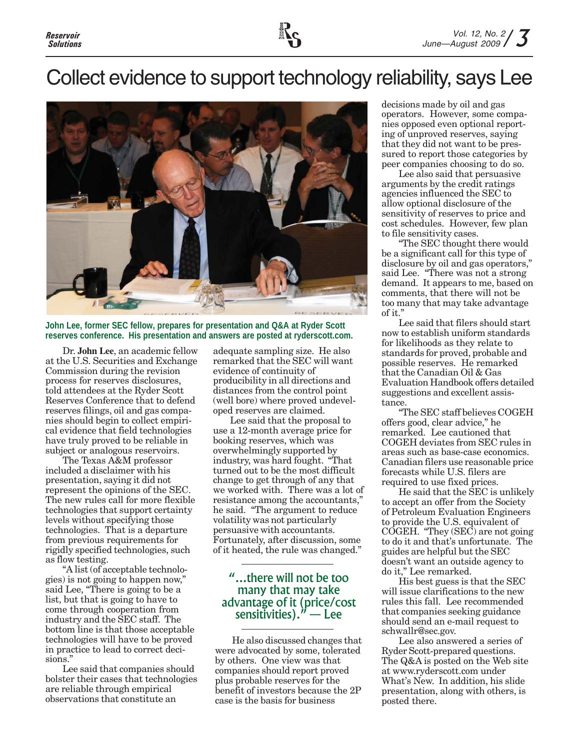# Collect evidence to support technology reliability, says Lee

John Lee, former SEC fellow, prepares for presentation and Q&A at Ryder Scott reserves conference. His presentation and answers are posted at ryderscott.com.

Dr. **John Lee**, an academic fellow at the U.S. Securities and Exchange Commission during the revision process for reserves disclosures, told attendees at the Ryder Scott Reserves Conference that to defend reserves filings, oil and gas companies should begin to collect empirical evidence that field technologies have truly proved to be reliable in subject or analogous reservoirs.

The Texas A&M professor included a disclaimer with his presentation, saying it did not represent the opinions of the SEC. The new rules call for more flexible technologies that support certainty levels without specifying those technologies. That is a departure from previous requirements for rigidly specified technologies, such as flow testing.

"A list (of acceptable technologies) is not going to happen now," said Lee, "There is going to be a list, but that is going to have to come through cooperation from industry and the SEC staff. The bottom line is that those acceptable technologies will have to be proved in practice to lead to correct decisions."

Lee said that companies should bolster their cases that technologies are reliable through empirical observations that constitute an adequate sampling size. He also remarked that the SEC will want evidence of continuity of producibility in all directions and distances from the control point (well bore) where proved undeveloped reserves are claimed.

Lee said that the proposal to use a 12-month average price for booking reserves, which was overwhelmingly supported by industry, was hard fought. "That turned out to be the most difficult change to get through of any that we worked with. There was a lot of resistance among the accountants," he said. "The argument to reduce volatility was not particularly persuasive with accountants. Fortunately, after discussion, some of it heated, the rule was changed."

> "...there will not be too many that may take advantage of it (price/cost sensitivities)." — Lee

He also discussed changes that were advocated by some, tolerated by others. One view was that companies should report proved plus probable reserves for the benefit of investors because the 2P case is the basis for business decisions made by oil and gas operators. However, some companies opposed even optional reporting of unproved reserves, saying that they did not want to be pressured to report those categories by peer companies choosing to do so.

Lee also said that persuasive arguments by the credit ratings agencies influenced the SEC to allow optional disclosure of the sensitivity of reserves to price and cost schedules. However, few plan to file sensitivity cases.

"The SEC thought there would be a significant call for this type of disclosure by oil and gas operators," said Lee. "There was not a strong demand. It appears to me, based on comments, that there will not be too many that may take advantage of it."

Lee said that filers should start now to establish uniform standards for likelihoods as they relate to standards for proved, probable and possible reserves. He remarked that the Canadian Oil & Gas Evaluation Handbook offers detailed suggestions and excellent assistance.

"The SEC staff believes COGEH offers good, clear advice," he remarked. Lee cautioned that COGEH deviates from SEC rules in areas such as base-case economics. Canadian filers use reasonable price forecasts while U.S. filers are required to use fixed prices.

He said that the SEC is unlikely to accept an offer from the Society of Petroleum Evaluation Engineers to provide the U.S. equivalent of COGEH. "They (SEC) are not going to do it and that's unfortunate. The guides are helpful but the SEC doesn't want an outside agency to do it," Lee remarked.

His best guess is that the SEC will issue clarifications to the new rules this fall. Lee recommended that companies seeking guidance should send an e-mail request to schwallr@sec.gov.

Lee also answered a series of Ryder Scott-prepared questions. The Q&A is posted on the Web site at www.ryderscott.com under What's New. In addition, his slide presentation, along with others, is posted there.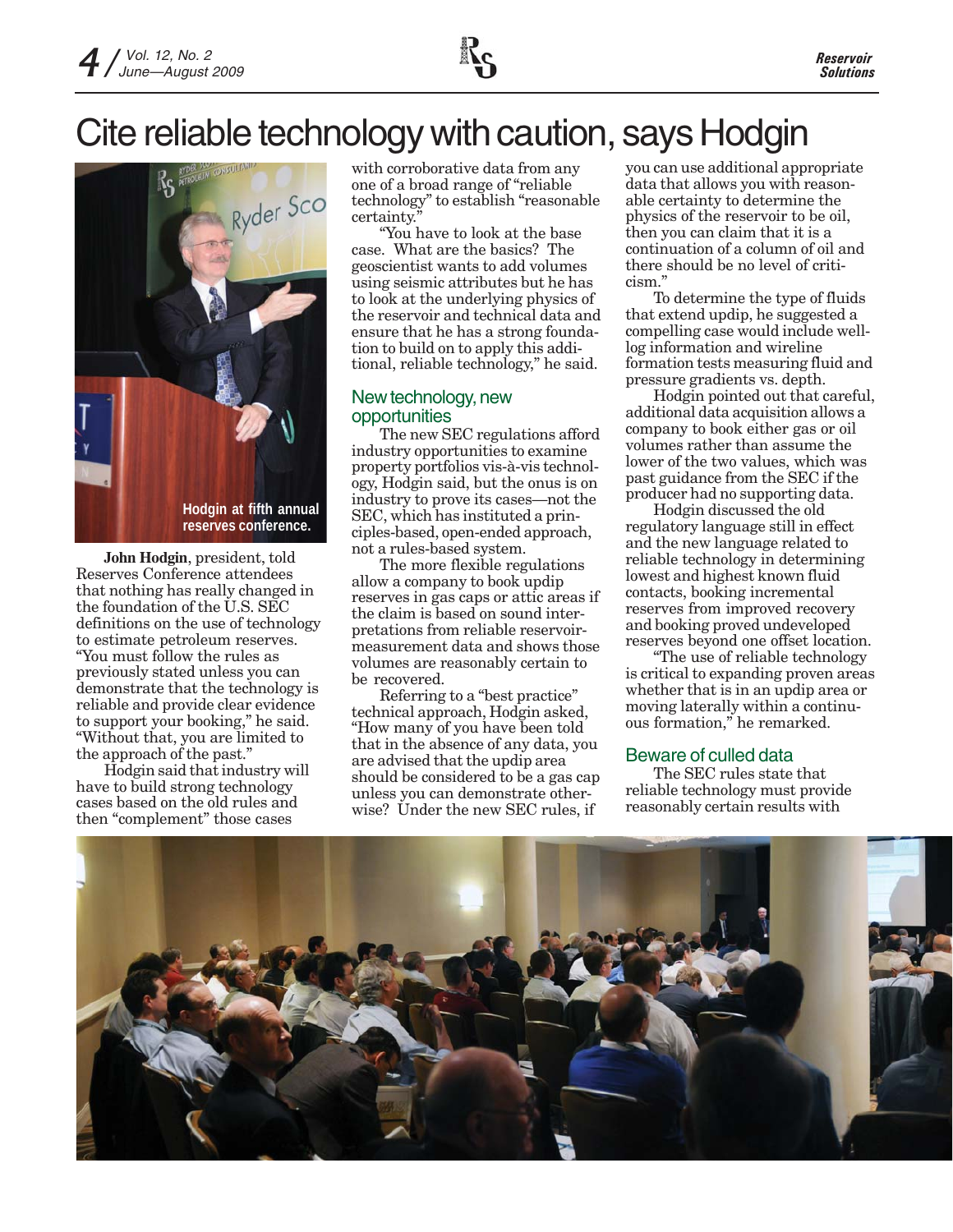# Cite reliable technology with caution, says Hodgin

Hodgin at fifth annual reserves conference.

**John Hodgin**, president, told Reserves Conference attendees that nothing has really changed in the foundation of the U.S. SEC definitions on the use of technology to estimate petroleum reserves. "You must follow the rules as previously stated unless you can demonstrate that the technology is reliable and provide clear evidence to support your booking," he said. "Without that, you are limited to the approach of the past."

Hodgin said that industry will have to build strong technology cases based on the old rules and then "complement" those cases with corroborative data from any one of a broad range of "reliable technology" to establish "reasonable certainty."

"You have to look at the base case. What are the basics? The geoscientist wants to add volumes using seismic attributes but he has to look at the underlying physics of the reservoir and technical data and ensure that he has a strong foundation to build on to apply this additional, reliable technology," he said.

## New technology, new opportunities

The new SEC regulations afford industry opportunities to examine property portfolios vis-à-vis technology, Hodgin said, but the onus is on industry to prove its cases—not the SEC, which has instituted a principles-based, open-ended approach, not a rules-based system.

The more flexible regulations allow a company to book updip reserves in gas caps or attic areas if the claim is based on sound interpretations from reliable reservoir-measurement data and shows those volumes are reasonably certain to be recovered.

Referring to a "best practice" technical approach, Hodgin asked, "How many of you have been told that in the absence of any data, you are advised that the updip area should be considered to be a gas cap unless you can demonstrate otherwise? Under the new SEC rules, if you can use additional appropriate data that allows you with reasonable certainty to determine the physics of the reservoir to be oil, then you can claim that it is a continuation of a column of oil and there should be no level of criticism."

To determine the type of fluids that extend updip, he suggested a compelling case would include well-log information and wireline formation tests measuring fluid and pressure gradients vs. depth.

Hodgin pointed out that careful, additional data acquisition allows a company to book either gas or oil volumes rather than assume the lower of the two values, which was past guidance from the SEC if the producer had no supporting data.

Hodgin discussed the old regulatory language still in effect and the new language related to reliable technology in determining lowest and highest known fluid contacts, booking incremental reserves from improved recovery and booking proved undeveloped reserves beyond one offset location.

"The use of reliable technology is critical to expanding proven areas whether that is in an updip area or moving laterally within a continuous formation," he remarked.

## Beware of culled data

The SEC rules state that reliable technology must provide reasonably certain results with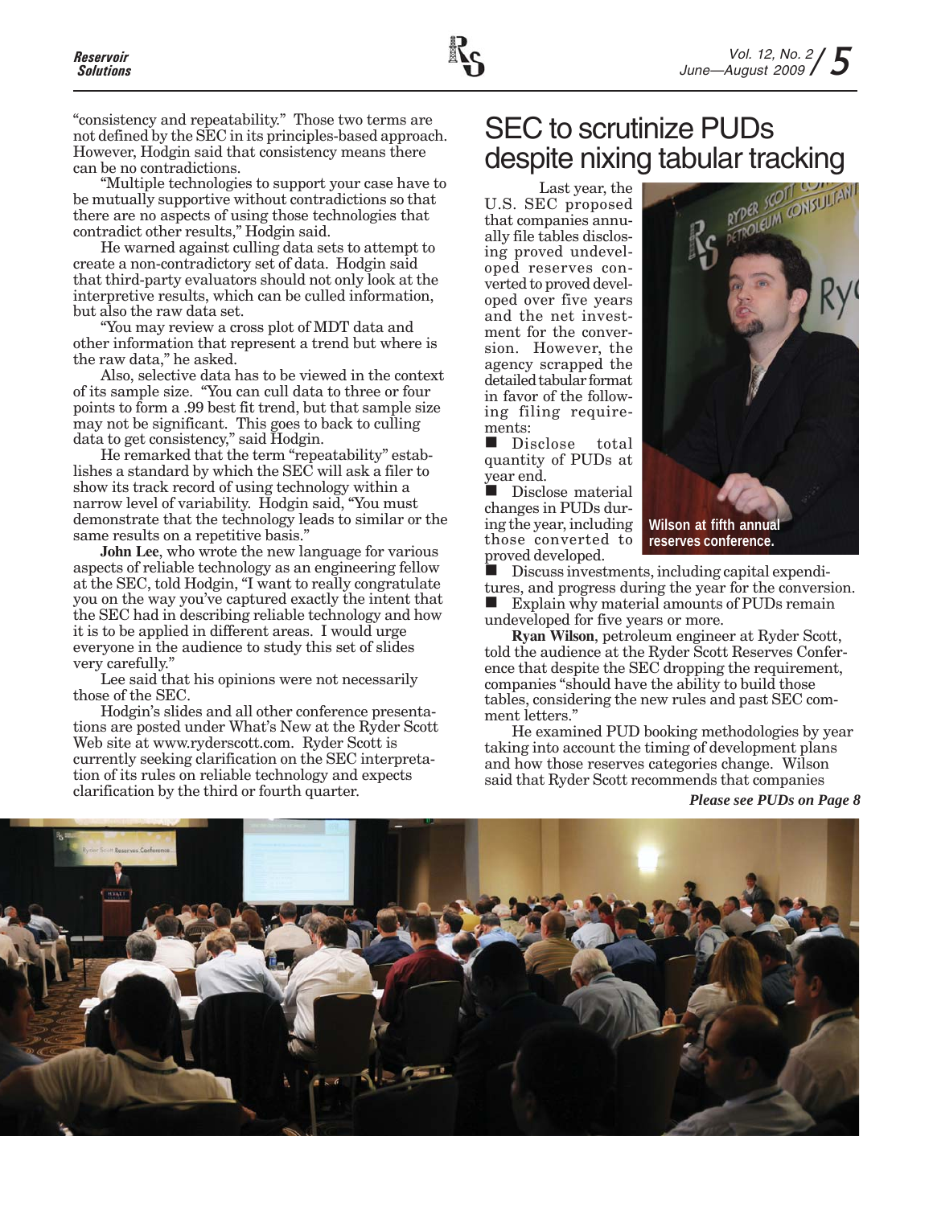"consistency and repeatability." Those two terms are not defined by the SEC in its principles-based approach. However, Hodgin said that consistency means there can be no contradictions.

"Multiple technologies to support your case have to be mutually supportive without contradictions so that there are no aspects of using those technologies that contradict other results," Hodgin said.

He warned against culling data sets to attempt to create a non-contradictory set of data. Hodgin said that third-party evaluators should not only look at the interpretive results, which can be culled information, but also the raw data set.

"You may review a cross plot of MDT data and other information that represent a trend but where is the raw data," he asked.

Also, selective data has to be viewed in the context of its sample size. "You can cull data to three or four points to form a .99 best fit trend, but that sample size may not be significant. This goes to back to culling data to get consistency," said Hodgin.

He remarked that the term "repeatability" establishes a standard by which the SEC will ask a filer to show its track record of using technology within a narrow level of variability. Hodgin said, "You must demonstrate that the technology leads to similar or the same results on a repetitive basis."

**John Lee**, who wrote the new language for various aspects of reliable technology as an engineering fellow at the SEC, told Hodgin, "I want to really congratulate you on the way you've captured exactly the intent that the SEC had in describing reliable technology and how it is to be applied in different areas. I would urge everyone in the audience to study this set of slides very carefully."

Lee said that his opinions were not necessarily those of the SEC.

Hodgin's slides and all other conference presentations are posted under What's New at the Ryder Scott Web site at www.ryderscott.com. Ryder Scott is currently seeking clarification on the SEC interpretation of its rules on reliable technology and expects clarification by the third or fourth quarter.

# SEC to scrutinize PUDs despite nixing tabular tracking

Last year, the U.S. SEC proposed that companies annually file tables disclosing proved undeveloped reserves converted to proved developed over five years and the net investment for the conversion. However, the agency scrapped the detailed tabular format in favor of the following filing requirements:

- Disclose total quantity of PUDs at year end.
- Disclose material changes in PUDs during the year, including those converted to proved developed.
- Discuss investments, including capital expenditures, and progress during the year for the conversion.
- Explain why material amounts of PUDs remain undeveloped for five years or more.

Wilson at fifth annual reserves conference.

**Ryan Wilson**, petroleum engineer at Ryder Scott, told the audience at the Ryder Scott Reserves Conference that despite the SEC dropping the requirement, companies "should have the ability to build those tables, considering the new rules and past SEC comment letters."

He examined PUD booking methodologies by year taking into account the timing of development plans and how those reserves categories change. Wilson said that Ryder Scott recommends that companies

***Please see PUDs on Page 8***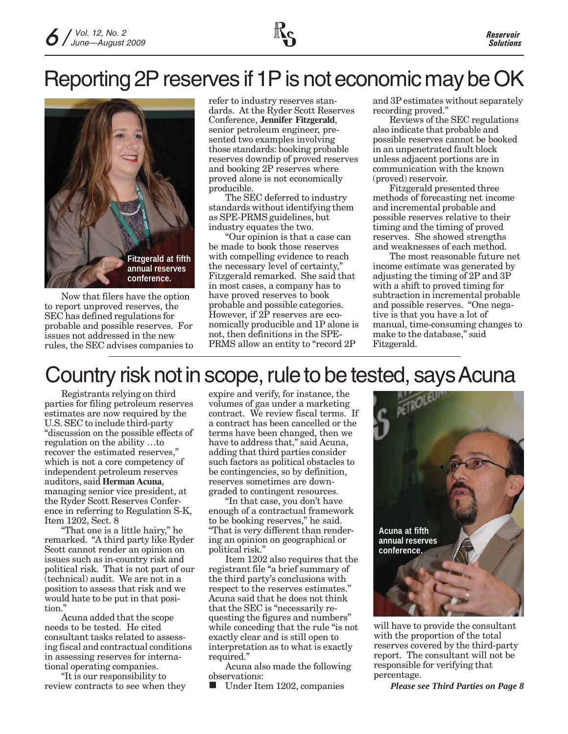# Reporting 2P reserves if 1P is not economic may be OK

Fitzgerald at fifth annual reserves conference.

Now that filers have the option to report unproved reserves, the SEC has defined regulations for probable and possible reserves. For issues not addressed in the new rules, the SEC advises companies to refer to industry reserves standards. At the Ryder Scott Reserves Conference, **Jennifer Fitzgerald**, senior petroleum engineer, presented two examples involving those standards: booking probable reserves downdip of proved reserves and booking 2P reserves where proved alone is not economically producible.

The SEC deferred to industry standards without identifying them as SPE-PRMS guidelines, but industry equates the two.

"Our opinion is that a case can be made to book those reserves with compelling evidence to reach the necessary level of certainty," Fitzgerald remarked. She said that in most cases, a company has to have proved reserves to book probable and possible categories. However, if 2P reserves are economically producible and 1P alone is not, then definitions in the SPE-PRMS allow an entity to "record 2P and 3P estimates without separately recording proved."

Reviews of the SEC regulations also indicate that probable and possible reserves cannot be booked in an unpenetrated fault block unless adjacent portions are in communication with the known (proved) reservoir.

Fitzgerald presented three methods of forecasting net income and incremental probable and possible reserves relative to their timing and the timing of proved reserves. She showed strengths and weaknesses of each method.

The most reasonable future net income estimate was generated by adjusting the timing of 2P and 3P with a shift to proved timing for subtraction in incremental probable and possible reserves. "One negative is that you have a lot of manual, time-consuming changes to make to the database," said Fitzgerald.

# Country risk not in scope, rule to be tested, says Acuna

Registrants relying on third parties for filing petroleum reserves estimates are now required by the U.S. SEC to include third-party "discussion on the possible effects of regulation on the ability …to recover the estimated reserves," which is not a core competency of independent petroleum reserves auditors, said **Herman Acuna**, managing senior vice president, at the Ryder Scott Reserves Conference in referring to Regulation S-K, Item 1202, Sect. 8

"That one is a little hairy," he remarked. "A third party like Ryder Scott cannot render an opinion on issues such as in-country risk and political risk. That is not part of our (technical) audit. We are not in a position to assess that risk and we would hate to be put in that position."

Acuna added that the scope needs to be tested. He cited consultant tasks related to assessing fiscal and contractual conditions in assessing reserves for international operating companies.

"It is our responsibility to review contracts to see when they expire and verify, for instance, the volumes of gas under a marketing contract. We review fiscal terms. If a contract has been cancelled or the terms have been changed, then we have to address that," said Acuna, adding that third parties consider such factors as political obstacles to be contingencies, so by definition, reserves sometimes are downgraded to contingent resources.

"In that case, you don't have enough of a contractual framework to be booking reserves," he said. "That is very different than rendering an opinion on geographical or political risk."

Item 1202 also requires that the registrant file "a brief summary of the third party's conclusions with respect to the reserves estimates." Acuna said that he does not think that the SEC is "necessarily requesting the figures and numbers" while conceding that the rule "is not exactly clear and is still open to interpretation as to what is exactly required."

Acuna also made the following observations:

- Under Item 1202, companies will have to provide the consultant with the proportion of the total reserves covered by the third-party report. The consultant will not be responsible for verifying that percentage.

Acuna at fifth annual reserves conference.

***Please see Third Parties on Page 8***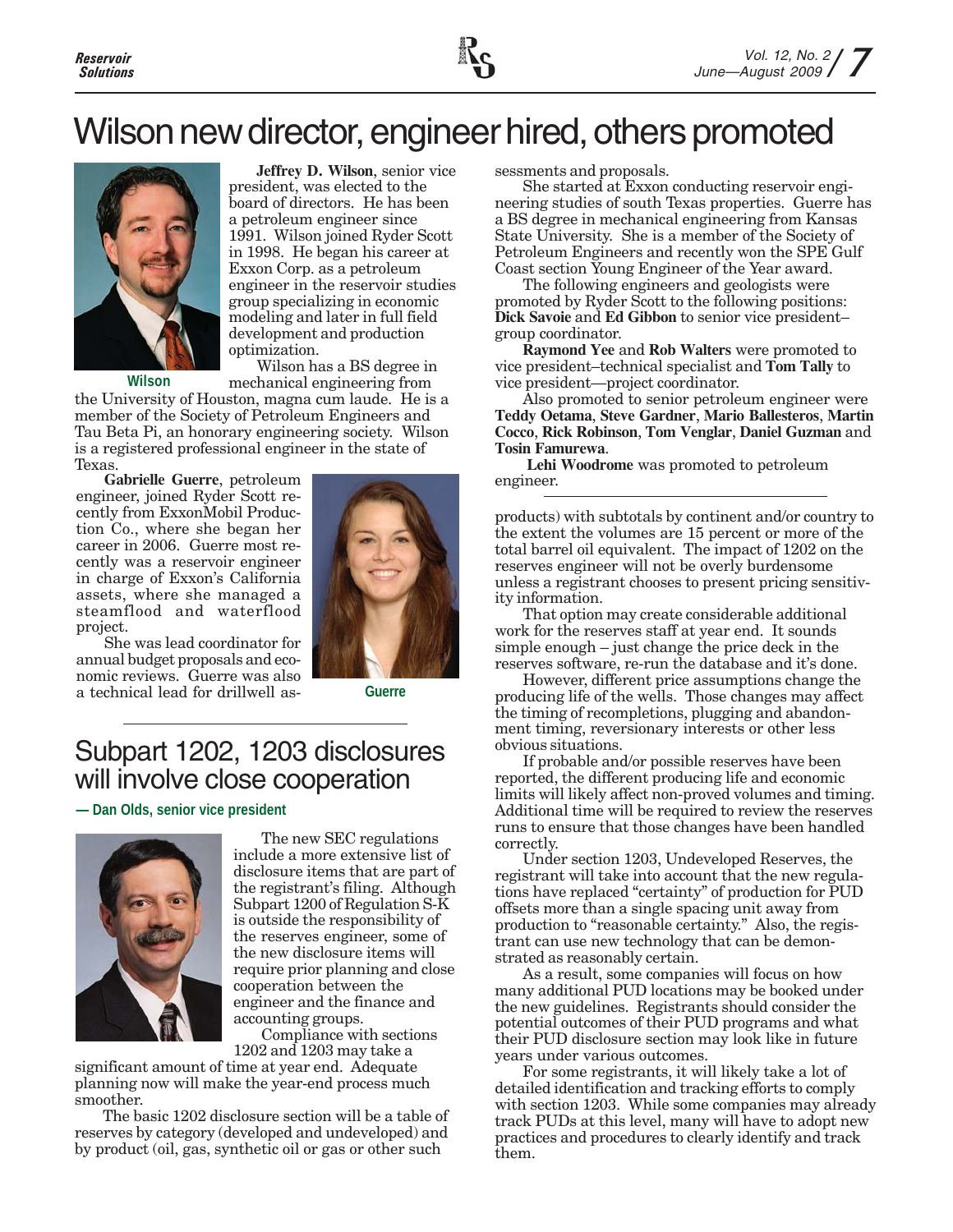# Wilson new director, engineer hired, others promoted

Wilson

**Jeffrey D. Wilson**, senior vice president, was elected to the board of directors. He has been a petroleum engineer since 1991. Wilson joined Ryder Scott in 1998. He began his career at Exxon Corp. as a petroleum engineer in the reservoir studies group specializing in economic modeling and later in full field development and production optimization.

Wilson has a BS degree in mechanical engineering from the University of Houston, magna cum laude. He is a member of the Society of Petroleum Engineers and Tau Beta Pi, an honorary engineering society. Wilson is a registered professional engineer in the state of Texas.

Guerre

**Gabrielle Guerre**, petroleum engineer, joined Ryder Scott recently from ExxonMobil Production Co., where she began her career in 2006. Guerre most recently was a reservoir engineer in charge of Exxon's California assets, where she managed a steamflood and waterflood project.

She was lead coordinator for annual budget proposals and economic reviews. Guerre was also a technical lead for drillwell assessments and proposals.

She started at Exxon conducting reservoir engineering studies of south Texas properties. Guerre has a BS degree in mechanical engineering from Kansas State University. She is a member of the Society of Petroleum Engineers and recently won the SPE Gulf Coast section Young Engineer of the Year award.

The following engineers and geologists were promoted by Ryder Scott to the following positions: **Dick Savoie** and **Ed Gibbon** to senior vice president–group coordinator.

**Raymond Yee** and **Rob Walters** were promoted to vice president–technical specialist and **Tom Tally** to vice president—project coordinator.

Also promoted to senior petroleum engineer were **Teddy Oetama**, **Steve Gardner**, **Mario Ballesteros**, **Martin Cocco**, **Rick Robinson**, **Tom Venglar**, **Daniel Guzman** and **Tosin Famurewa**.

**Lehi Woodrome** was promoted to petroleum engineer.

# Subpart 1202, 1203 disclosures will involve close cooperation

**— Dan Olds, senior vice president**

The new SEC regulations include a more extensive list of disclosure items that are part of the registrant's filing. Although Subpart 1200 of Regulation S-K is outside the responsibility of the reserves engineer, some of the new disclosure items will require prior planning and close cooperation between the engineer and the finance and accounting groups.

Compliance with sections 1202 and 1203 may take a significant amount of time at year end. Adequate planning now will make the year-end process much smoother.

The basic 1202 disclosure section will be a table of reserves by category (developed and undeveloped) and by product (oil, gas, synthetic oil or gas or other such products) with subtotals by continent and/or country to the extent the volumes are 15 percent or more of the total barrel oil equivalent. The impact of 1202 on the reserves engineer will not be overly burdensome unless a registrant chooses to present pricing sensitivity information.

That option may create considerable additional work for the reserves staff at year end. It sounds simple enough – just change the price deck in the reserves software, re-run the database and it's done.

However, different price assumptions change the producing life of the wells. Those changes may affect the timing of recompletions, plugging and abandonment timing, reversionary interests or other less obvious situations.

If probable and/or possible reserves have been reported, the different producing life and economic limits will likely affect non-proved volumes and timing. Additional time will be required to review the reserves runs to ensure that those changes have been handled correctly.

Under section 1203, Undeveloped Reserves, the registrant will take into account that the new regulations have replaced "certainty" of production for PUD offsets more than a single spacing unit away from production to "reasonable certainty." Also, the registrant can use new technology that can be demonstrated as reasonably certain.

As a result, some companies will focus on how many additional PUD locations may be booked under the new guidelines. Registrants should consider the potential outcomes of their PUD programs and what their PUD disclosure section may look like in future years under various outcomes.

For some registrants, it will likely take a lot of detailed identification and tracking efforts to comply with section 1203. While some companies may already track PUDs at this level, many will have to adopt new practices and procedures to clearly identify and track them.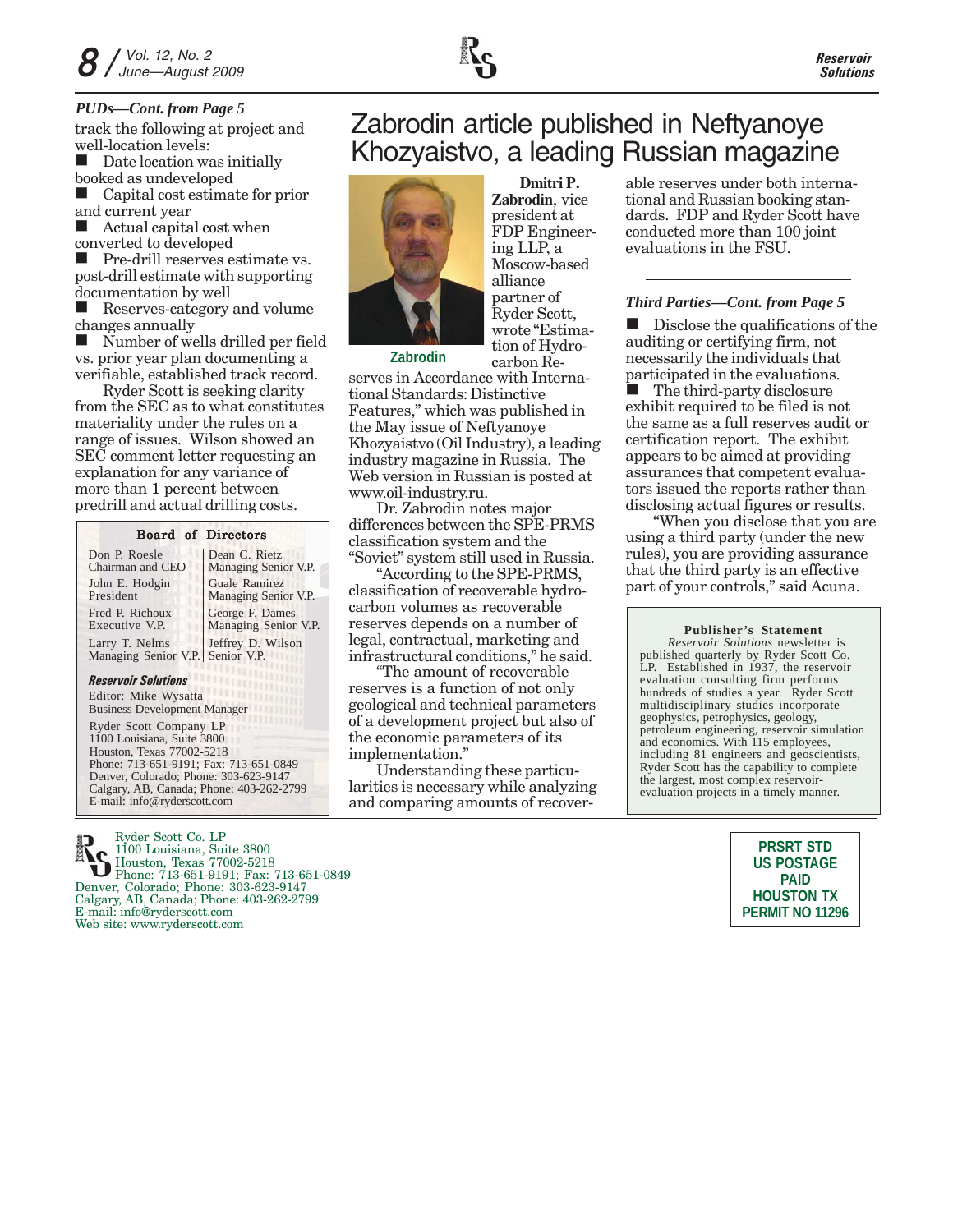*PUDs—Cont. from Page 5*

track the following at project and well-location levels:

- Date location was initially booked as undeveloped
- Capital cost estimate for prior and current year
- Actual capital cost when converted to developed
- Pre-drill reserves estimate vs. post-drill estimate with supporting documentation by well
- Reserves-category and volume changes annually
- Number of wells drilled per field vs. prior year plan documenting a verifiable, established track record.

Ryder Scott is seeking clarity from the SEC as to what constitutes materiality under the rules on a range of issues. Wilson showed an SEC comment letter requesting an explanation for any variance of more than 1 percent between predrill and actual drilling costs.

**Board of Directors**

| | |
|---|---|
| Don P. Roesle<br>Chairman and CEO | Dean C. Rietz<br>Managing Senior V.P. |
| John E. Hodgin<br>President | Guale Ramirez<br>Managing Senior V.P. |
| Fred P. Richoux<br>Executive V.P. | George F. Dames<br>Managing Senior V.P. |
| Larry T. Nelms<br>Managing Senior V.P. | Jeffrey D. Wilson<br>Senior V.P. |

***Reservoir Solutions***

Editor: Mike Wysatta
Business Development Manager

Ryder Scott Company LP
1100 Louisiana, Suite 3800
Houston, Texas 77002-5218
Phone: 713-651-9191; Fax: 713-651-0849
Denver, Colorado; Phone: 303-623-9147
Calgary, AB, Canada; Phone: 403-262-2799
E-mail: info@ryderscott.com

# Zabrodin article published in Neftyanoye Khozyaistvo, a leading Russian magazine

Zabrodin

**Dmitri P. Zabrodin**, vice president at FDP Engineering LLP, a Moscow-based alliance partner of Ryder Scott, wrote "Estimation of Hydrocarbon Reserves in Accordance with International Standards: Distinctive Features," which was published in the May issue of Neftyanoye Khozyaistvo (Oil Industry), a leading industry magazine in Russia. The Web version in Russian is posted at www.oil-industry.ru.

Dr. Zabrodin notes major differences between the SPE-PRMS classification system and the "Soviet" system still used in Russia.

"According to the SPE-PRMS, classification of recoverable hydrocarbon volumes as recoverable reserves depends on a number of legal, contractual, marketing and infrastructural conditions," he said.

"The amount of recoverable reserves is a function of not only geological and technical parameters of a development project but also of the economic parameters of its implementation."

Understanding these particularities is necessary while analyzing and comparing amounts of recoverable reserves under both international and Russian booking standards. FDP and Ryder Scott have conducted more than 100 joint evaluations in the FSU.

*Third Parties—Cont. from Page 5*

- Disclose the qualifications of the auditing or certifying firm, not necessarily the individuals that participated in the evaluations.
- The third-party disclosure exhibit required to be filed is not the same as a full reserves audit or certification report. The exhibit appears to be aimed at providing assurances that competent evaluators issued the reports rather than disclosing actual figures or results.

"When you disclose that you are using a third party (under the new rules), you are providing assurance that the third party is an effective part of your controls," said Acuna.

**Publisher's Statement**

*Reservoir Solutions* newsletter is published quarterly by Ryder Scott Co. LP. Established in 1937, the reservoir evaluation consulting firm performs hundreds of studies a year. Ryder Scott multidisciplinary studies incorporate geophysics, petrophysics, geology, petroleum engineering, reservoir simulation and economics. With 115 employees, including 81 engineers and geoscientists, Ryder Scott has the capability to complete the largest, most complex reservoir-evaluation projects in a timely manner.

Ryder Scott Co. LP
1100 Louisiana, Suite 3800
Houston, Texas 77002-5218
Phone: 713-651-9191; Fax: 713-651-0849
Denver, Colorado; Phone: 303-623-9147
Calgary, AB, Canada; Phone: 403-262-2799
E-mail: info@ryderscott.com
Web site: www.ryderscott.com

PRSRT STD
US POSTAGE
PAID
HOUSTON TX
PERMIT NO 11296